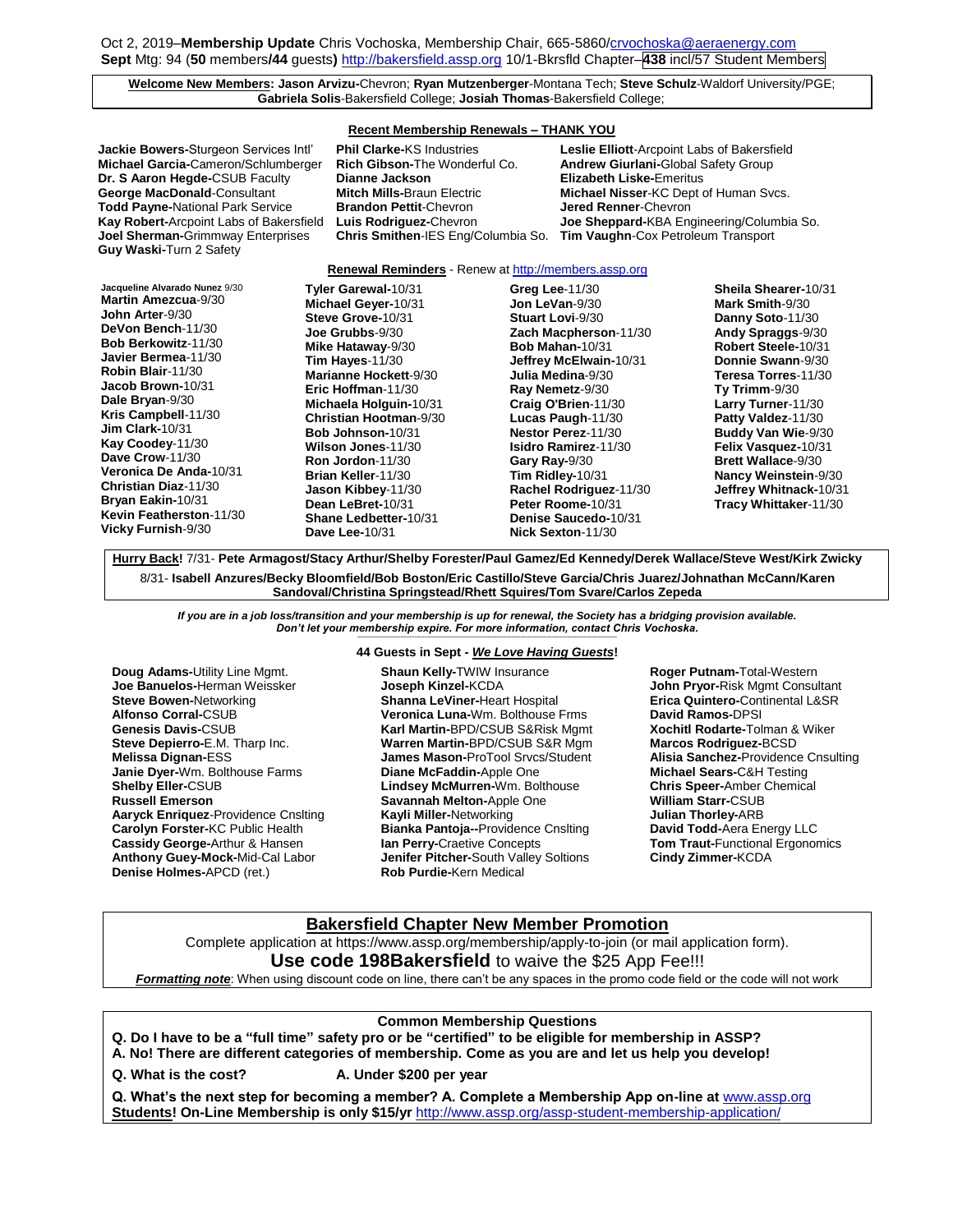Oct 2, 2019–**Membership Update** Chris Vochoska, Membership Chair, 665-5860/crvochoska@aeraenergy.com
**Sept** Mtg: 94 (**50** members**/44** guests**)** http://bakersfield.assp.org 10/1-Bkrsfld Chapter–**438** incl/57 Student Members

**Welcome New Members:** **Jason Arvizu-**Chevron; **Ryan Mutzenberger**-Montana Tech; **Steve Schulz**-Waldorf University/PGE; **Gabriela Solis**-Bakersfield College; **Josiah Thomas**-Bakersfield College;

**Recent Membership Renewals – THANK YOU**

**Jackie Bowers-**Sturgeon Services Intl'
**Michael Garcia-**Cameron/Schlumberger
**Dr. S Aaron Hegde-**CSUB Faculty
**George MacDonald**-Consultant
**Todd Payne-**National Park Service
**Kay Robert-**Arcpoint Labs of Bakersfield
**Joel Sherman-**Grimmway Enterprises
**Guy Waski-**Turn 2 Safety
**Phil Clarke-**KS Industries
**Rich Gibson-**The Wonderful Co.
**Dianne Jackson**
**Mitch Mills-**Braun Electric
**Brandon Pettit**-Chevron
**Luis Rodriguez-**Chevron
**Chris Smithen**-IES Eng/Columbia So.
**Leslie Elliott**-Arcpoint Labs of Bakersfield
**Andrew Giurlani-**Global Safety Group
**Elizabeth Liske-**Emeritus
**Michael Nisser**-KC Dept of Human Svcs.
**Jered Renner**-Chevron
**Joe Sheppard-**KBA Engineering/Columbia So.
**Tim Vaughn**-Cox Petroleum Transport

**Renewal Reminders** - Renew at http://members.assp.org

**Jacqueline Alvarado Nunez** 9/30
**Martin Amezcua**-9/30
**John Arter**-9/30
**DeVon Bench**-11/30
**Bob Berkowitz**-11/30
**Javier Bermea**-11/30
**Robin Blair**-11/30
**Jacob Brown**-10/31
**Dale Bryan**-9/30
**Kris Campbell**-11/30
**Jim Clark-**10/31
**Kay Coodey**-11/30
**Dave Crow**-11/30
**Veronica De Anda-**10/31
**Christian Diaz**-11/30
**Bryan Eakin-**10/31
**Kevin Featherston**-11/30
**Vicky Furnish**-9/30
**Tyler Garewal-**10/31
**Michael Geyer-**10/31
**Steve Grove**-10/31
**Joe Grubbs**-9/30
**Mike Hataway**-9/30
**Tim Hayes**-11/30
**Marianne Hockett**-9/30
**Eric Hoffman**-11/30
**Michaela Holguin-**10/31
**Christian Hootman**-9/30
**Bob Johnson-**10/31
**Wilson Jones**-11/30
**Ron Jordon**-11/30
**Brian Keller**-11/30
**Jason Kibbey**-11/30
**Dean LeBret**-10/31
**Shane Ledbetter-**10/31
**Dave Lee-**10/31
**Greg Lee**-11/30
**Jon LeVan**-9/30
**Stuart Lovi**-9/30
**Zach Macpherson**-11/30
**Bob Mahan-**10/31
**Jeffrey McElwain-**10/31
**Julia Medina**-9/30
**Ray Nemetz**-9/30
**Craig O'Brien**-11/30
**Lucas Paugh**-11/30
**Nestor Perez**-11/30
**Isidro Ramirez**-11/30
**Gary Ray-**9/30
**Tim Ridley-**10/31
**Rachel Rodriguez**-11/30
**Peter Roome-**10/31
**Denise Saucedo-**10/31
**Nick Sexton**-11/30
**Sheila Shearer-**10/31
**Mark Smith**-9/30
**Danny Soto**-11/30
**Andy Spraggs**-9/30
**Robert Steele-**10/31
**Donnie Swann**-9/30
**Teresa Torres**-11/30
**Ty Trimm**-9/30
**Larry Turner**-11/30
**Patty Valdez**-11/30
**Buddy Van Wie**-9/30
**Felix Vasquez-**10/31
**Brett Wallace**-9/30
**Nancy Weinstein**-9/30
**Jeffrey Whitnack-**10/31
**Tracy Whittaker**-11/30

**Hurry Back!** 7/31- **Pete Armagost/Stacy Arthur/Shelby Forester/Paul Gamez/Ed Kennedy/Derek Wallace/Steve West/Kirk Zwicky**
8/31- **Isabell Anzures/Becky Bloomfield/Bob Boston/Eric Castillo/Steve Garcia/Chris Juarez/Johnathan McCann/Karen Sandoval/Christina Springstead/Rhett Squires/Tom Svare/Carlos Zepeda**

***If you are in a job loss/transition and your membership is up for renewal, the Society has a bridging provision available. Don't let your membership expire. For more information, contact Chris Vochoska.***

**44 Guests in Sept - *We Love Having Guests*!**

**Doug Adams-**Utility Line Mgmt.
**Joe Banuelos-**Herman Weissker
**Steve Bowen-**Networking
**Alfonso Corral-**CSUB
**Genesis Davis-**CSUB
**Steve Depierro-**E.M. Tharp Inc.
**Melissa Dignan-**ESS
**Janie Dyer-**Wm. Bolthouse Farms
**Shelby Eller-**CSUB
**Russell Emerson**
**Aaryck Enriquez**-Providence Cnslting
**Carolyn Forster-**KC Public Health
**Cassidy George-**Arthur & Hansen
**Anthony Guey-Mock-**Mid-Cal Labor
**Denise Holmes-**APCD (ret.)
**Shaun Kelly-**TWIW Insurance
**Joseph Kinzel-**KCDA
**Shanna LeViner-**Heart Hospital
**Veronica Luna-**Wm. Bolthouse Frms
**Karl Martin-**BPD/CSUB S&Risk Mgmt
**Warren Martin-**BPD/CSUB S&R Mgm
**James Mason-**ProTool Srvcs/Student
**Diane McFaddin-**Apple One
**Lindsey McMurren-**Wm. Bolthouse
**Savannah Melton-**Apple One
**Kayli Miller-**Networking
**Bianka Pantoja--**Providence Cnslting
**Ian Perry-**Craetive Concepts
**Jenifer Pitcher-**South Valley Soltions
**Rob Purdie-**Kern Medical
**Roger Putnam-**Total-Western
**John Pryor-**Risk Mgmt Consultant
**Erica Quintero-**Continental L&SR
**David Ramos-**DPSI
**Xochitl Rodarte-**Tolman & Wiker
**Marcos Rodriguez-**BCSD
**Alisia Sanchez-**Providence Cnsulting
**Michael Sears-**C&H Testing
**Chris Speer-**Amber Chemical
**William Starr-**CSUB
**Julian Thorley-**ARB
**David Todd-**Aera Energy LLC
**Tom Traut-**Functional Ergonomics
**Cindy Zimmer-**KCDA

## Bakersfield Chapter New Member Promotion

Complete application at https://www.assp.org/membership/apply-to-join (or mail application form).

**Use code 198Bakersfield** to waive the $25 App Fee!!!

***Formatting note***: When using discount code on line, there can't be any spaces in the promo code field or the code will not work

**Common Membership Questions**

**Q. Do I have to be a "full time" safety pro or be "certified" to be eligible for membership in ASSP?**
**A. No! There are different categories of membership. Come as you are and let us help you develop!**

**Q. What is the cost?** **A. Under $200 per year**

**Q. What's the next step for becoming a member? A. Complete a Membership App on-line at** www.assp.org
**Students! On-Line Membership is only $15/yr** http://www.assp.org/assp-student-membership-application/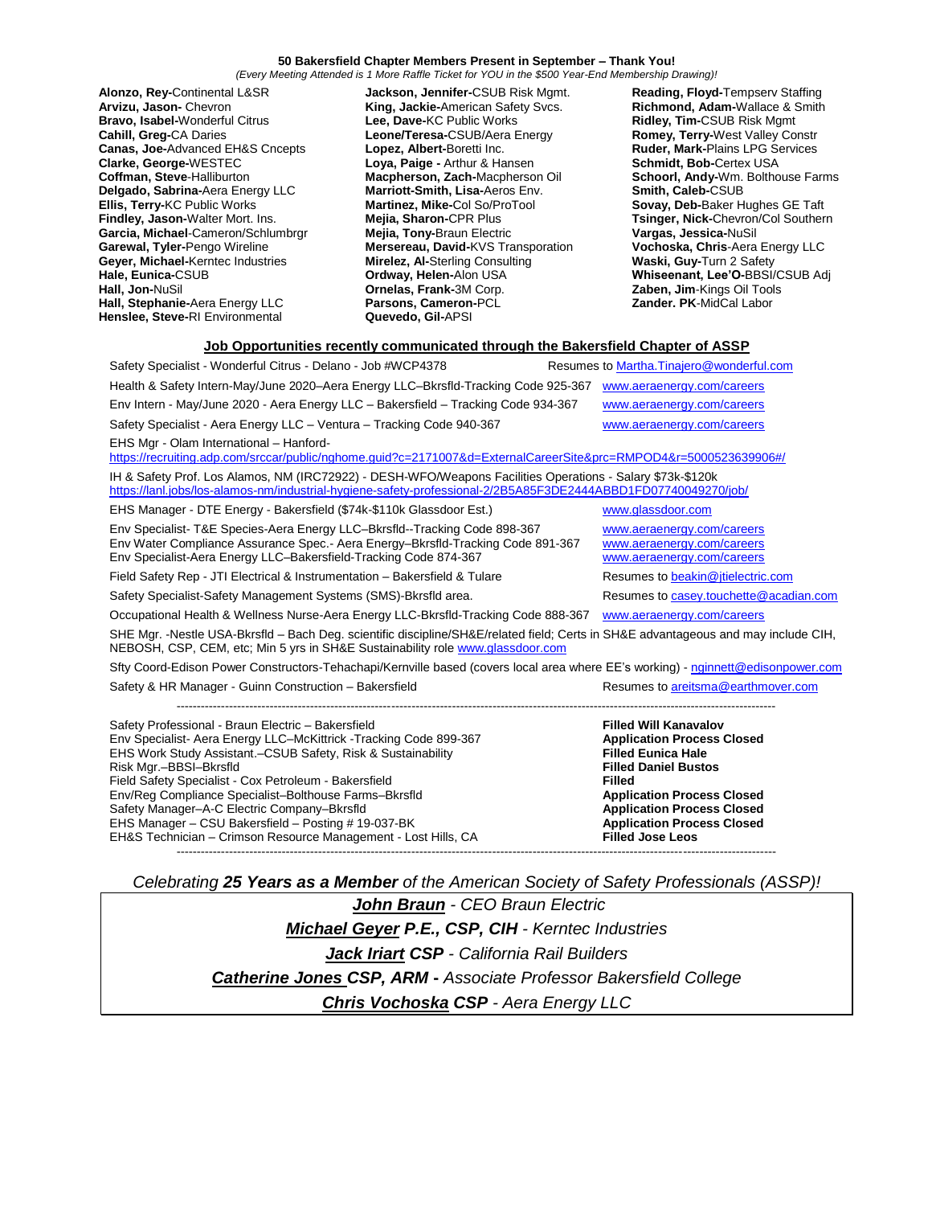**50 Bakersfield Chapter Members Present in September – Thank You!**

*(Every Meeting Attended is 1 More Raffle Ticket for YOU in the $500 Year-End Membership Drawing)!*

**Alonzo, Rey-**Continental L&SR
**Arvizu, Jason-** Chevron
**Bravo, Isabel-**Wonderful Citrus
**Cahill, Greg-**CA Daries
**Canas, Joe-**Advanced EH&S Cncepts
**Clarke, George-**WESTEC
**Coffman, Steve**-Halliburton
**Delgado, Sabrina-**Aera Energy LLC
**Ellis, Terry-**KC Public Works
**Findley, Jason-**Walter Mort. Ins.
**Garcia, Michael**-Cameron/Schlumbrgr
**Garewal, Tyler-**Pengo Wireline
**Geyer, Michael-**Kerntec Industries
**Hale, Eunica-**CSUB
**Hall, Jon-**NuSil
**Hall, Stephanie-**Aera Energy LLC
**Henslee, Steve-**RI Environmental
**Jackson, Jennifer-**CSUB Risk Mgmt.
**King, Jackie-**American Safety Svcs.
**Lee, Dave-**KC Public Works
**Leone/Teresa-**CSUB/Aera Energy
**Lopez, Albert-**Boretti Inc.
**Loya, Paige -** Arthur & Hansen
**Macpherson, Zach-**Macpherson Oil
**Marriott-Smith, Lisa-**Aeros Env.
**Martinez, Mike-**Col So/ProTool
**Mejia, Sharon**-CPR Plus
**Mejia, Tony-**Braun Electric
**Mersereau, David-**KVS Transporation
**Mirelez, Al-**Sterling Consulting
**Ordway, Helen-**Alon USA
**Ornelas, Frank-**3M Corp.
**Parsons, Cameron-**PCL
**Quevedo, Gil-**APSI
**Reading, Floyd-**Tempserv Staffing
**Richmond, Adam-**Wallace & Smith
**Ridley, Tim-**CSUB Risk Mgmt
**Romey, Terry-**West Valley Constr
**Ruder, Mark-**Plains LPG Services
**Schmidt, Bob-**Certex USA
**Schoorl, Andy-**Wm. Bolthouse Farms
**Smith, Caleb-**CSUB
**Sovay, Deb-**Baker Hughes GE Taft
**Tsinger, Nick-**Chevron/Col Southern
**Vargas, Jessica-**NuSil
**Vochoska, Chris**-Aera Energy LLC
**Waski, Guy-**Turn 2 Safety
**Whiseenant, Lee'O-**BBSI/CSUB Adj
**Zaben, Jim**-Kings Oil Tools
**Zander. PK**-MidCal Labor

## Job Opportunities recently communicated through the Bakersfield Chapter of ASSP

Safety Specialist - Wonderful Citrus - Delano - Job #WCP4378 — Resumes to Martha.Tinajero@wonderful.com

Health & Safety Intern-May/June 2020–Aera Energy LLC–Bkrsfld-Tracking Code 925-367 — www.aeraenergy.com/careers

Env Intern - May/June 2020 - Aera Energy LLC – Bakersfield – Tracking Code 934-367 — www.aeraenergy.com/careers

Safety Specialist - Aera Energy LLC – Ventura – Tracking Code 940-367 — www.aeraenergy.com/careers

EHS Mgr - Olam International – Hanford-
https://recruiting.adp.com/srccar/public/nghome.guid?c=2171007&d=ExternalCareerSite&prc=RMPOD4&r=5000523639906#/

IH & Safety Prof. Los Alamos, NM (IRC72922) - DESH-WFO/Weapons Facilities Operations - Salary $73k-$120k
https://lanl.jobs/los-alamos-nm/industrial-hygiene-safety-professional-2/2B5A85F3DE2444ABBD1FD07740049270/job/

EHS Manager - DTE Energy - Bakersfield ($74k-$110k Glassdoor Est.) — www.glassdoor.com

Env Specialist- T&E Species-Aera Energy LLC–Bkrsfld--Tracking Code 898-367 — www.aeraenergy.com/careers
Env Water Compliance Assurance Spec.- Aera Energy–Bkrsfld-Tracking Code 891-367 — www.aeraenergy.com/careers
Env Specialist-Aera Energy LLC–Bakersfield-Tracking Code 874-367 — www.aeraenergy.com/careers

Field Safety Rep - JTI Electrical & Instrumentation – Bakersfield & Tulare — Resumes to beakin@jtielectric.com

Safety Specialist-Safety Management Systems (SMS)-Bkrsfld area. — Resumes to casey.touchette@acadian.com

Occupational Health & Wellness Nurse-Aera Energy LLC-Bkrsfld-Tracking Code 888-367 — www.aeraenergy.com/careers

SHE Mgr. -Nestle USA-Bkrsfld – Bach Deg. scientific discipline/SH&E/related field; Certs in SH&E advantageous and may include CIH, NEBOSH, CSP, CEM, etc; Min 5 yrs in SH&E Sustainability role www.glassdoor.com

Sfty Coord-Edison Power Constructors-Tehachapi/Kernville based (covers local area where EE's working) - nginnett@edisonpower.com

Safety & HR Manager - Guinn Construction – Bakersfield — Resumes to areitsma@earthmover.com

---

| | |
|---|---|
| Safety Professional - Braun Electric – Bakersfield | **Filled Will Kanavalov** |
| Env Specialist- Aera Energy LLC–McKittrick -Tracking Code 899-367 | **Application Process Closed** |
| EHS Work Study Assistant.–CSUB Safety, Risk & Sustainability | **Filled Eunica Hale** |
| Risk Mgr.–BBSI–Bkrsfld | **Filled Daniel Bustos** |
| Field Safety Specialist - Cox Petroleum - Bakersfield | **Filled** |
| Env/Reg Compliance Specialist–Bolthouse Farms–Bkrsfld | **Application Process Closed** |
| Safety Manager–A-C Electric Company–Bkrsfld | **Application Process Closed** |
| EHS Manager – CSU Bakersfield – Posting # 19-037-BK | **Application Process Closed** |
| EH&S Technician – Crimson Resource Management - Lost Hills, CA | **Filled Jose Leos** |

---

*Celebrating **25 Years as a Member** of the American Society of Safety Professionals (ASSP)!*

***John Braun*** *- CEO Braun Electric*

***Michael Geyer P.E., CSP, CIH*** *- Kerntec Industries*

***Jack Iriart CSP*** *- California Rail Builders*

***Catherine Jones CSP, ARM -*** *Associate Professor Bakersfield College*

***Chris Vochoska CSP*** *- Aera Energy LLC*